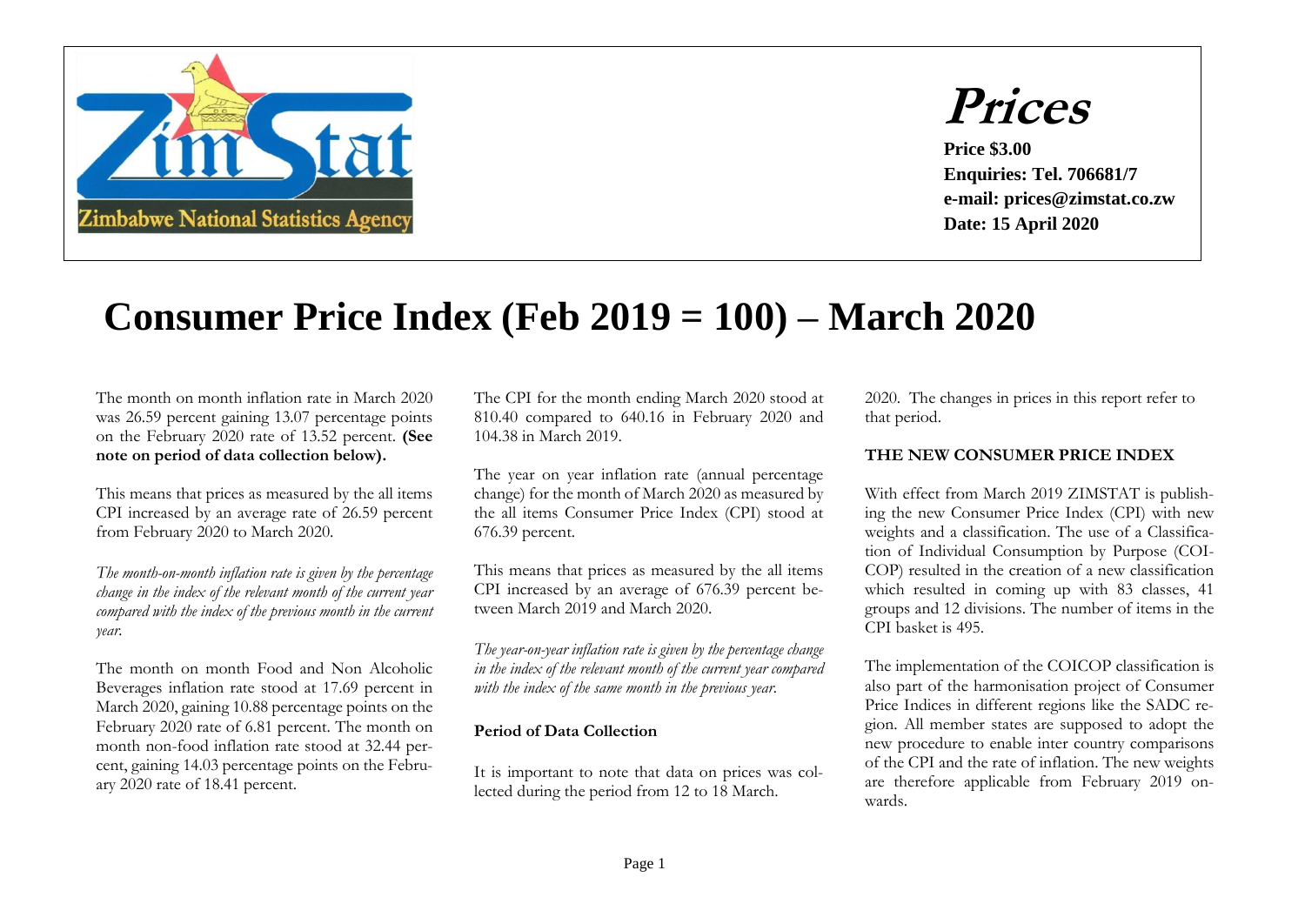Zimbabwe National Statistics Agency

# Prices

**Price $3.00**
**Enquiries: Tel. 706681/7**
**e-mail: prices@zimstat.co.zw**
**Date: 15 April 2020**

# Consumer Price Index (Feb 2019 = 100) – March 2020

The month on month inflation rate in March 2020 was 26.59 percent gaining 13.07 percentage points on the February 2020 rate of 13.52 percent. **(See note on period of data collection below).**

This means that prices as measured by the all items CPI increased by an average rate of 26.59 percent from February 2020 to March 2020.

*The month-on-month inflation rate is given by the percentage change in the index of the relevant month of the current year compared with the index of the previous month in the current year.*

The month on month Food and Non Alcoholic Beverages inflation rate stood at 17.69 percent in March 2020, gaining 10.88 percentage points on the February 2020 rate of 6.81 percent. The month on month non-food inflation rate stood at 32.44 percent, gaining 14.03 percentage points on the February 2020 rate of 18.41 percent.

The CPI for the month ending March 2020 stood at 810.40 compared to 640.16 in February 2020 and 104.38 in March 2019.

The year on year inflation rate (annual percentage change) for the month of March 2020 as measured by the all items Consumer Price Index (CPI) stood at 676.39 percent.

This means that prices as measured by the all items CPI increased by an average of 676.39 percent between March 2019 and March 2020.

*The year-on-year inflation rate is given by the percentage change in the index of the relevant month of the current year compared with the index of the same month in the previous year.*

**Period of Data Collection**

It is important to note that data on prices was collected during the period from 12 to 18 March. 2020. The changes in prices in this report refer to that period.

**THE NEW CONSUMER PRICE INDEX**

With effect from March 2019 ZIMSTAT is publishing the new Consumer Price Index (CPI) with new weights and a classification. The use of a Classification of Individual Consumption by Purpose (COICOP) resulted in the creation of a new classification which resulted in coming up with 83 classes, 41 groups and 12 divisions. The number of items in the CPI basket is 495.

The implementation of the COICOP classification is also part of the harmonisation project of Consumer Price Indices in different regions like the SADC region. All member states are supposed to adopt the new procedure to enable inter country comparisons of the CPI and the rate of inflation. The new weights are therefore applicable from February 2019 onwards.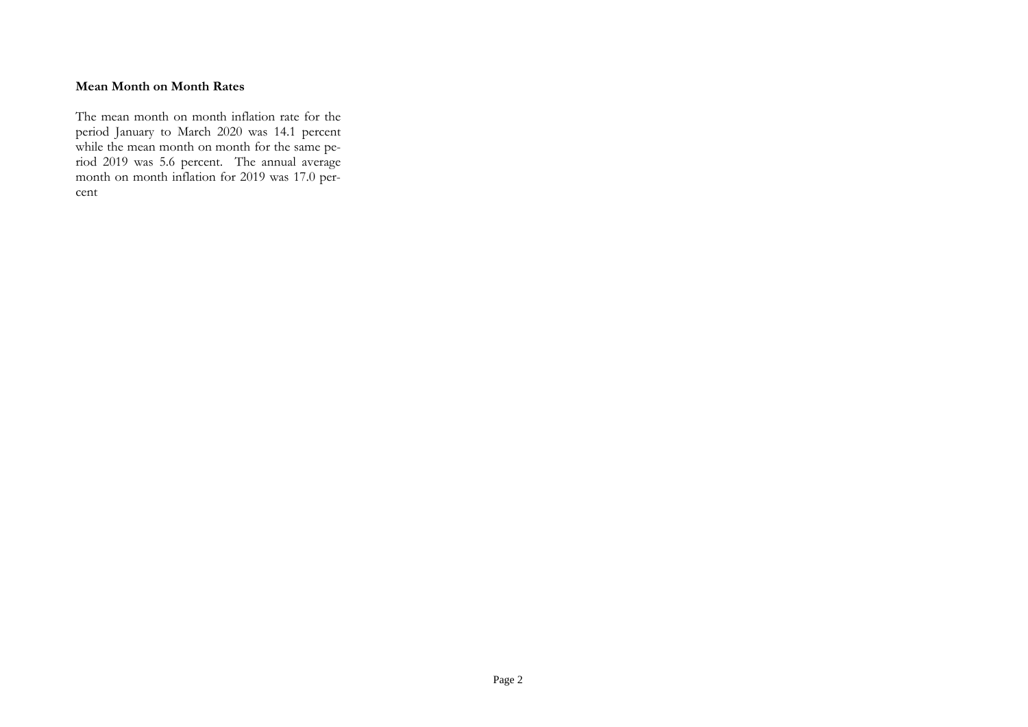**Mean Month on Month Rates**

The mean month on month inflation rate for the period January to March 2020 was 14.1 percent while the mean month on month for the same period 2019 was 5.6 percent. The annual average month on month inflation for 2019 was 17.0 percent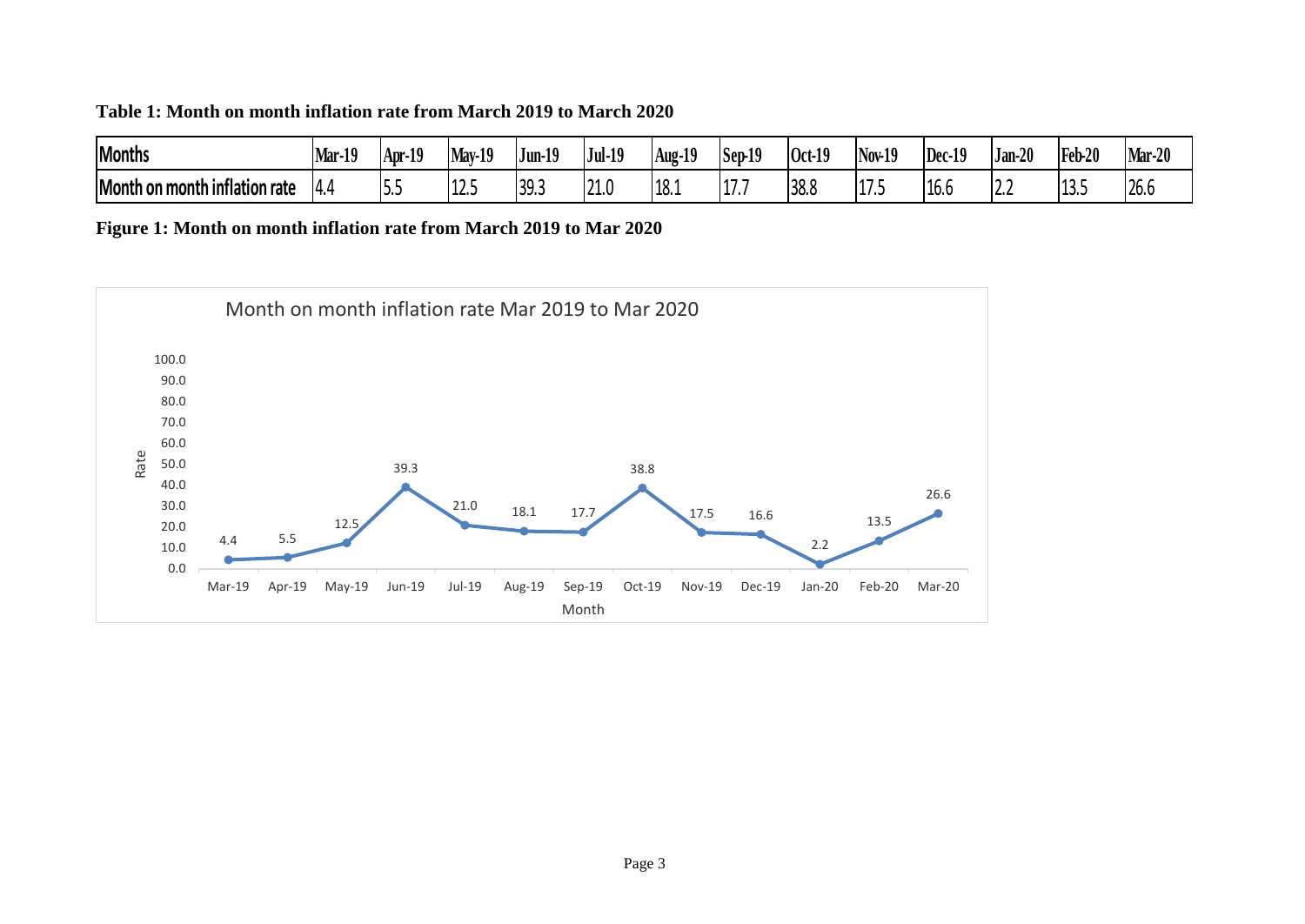**Table 1: Month on month inflation rate from March 2019 to March 2020**

| Months | Mar-19 | Apr-19 | May-19 | Jun-19 | Jul-19 | Aug-19 | Sep-19 | Oct-19 | Nov-19 | Dec-19 | Jan-20 | Feb-20 | Mar-20 |
|---|---|---|---|---|---|---|---|---|---|---|---|---|---|
| Month on month inflation rate | 4.4 | 5.5 | 12.5 | 39.3 | 21.0 | 18.1 | 17.7 | 38.8 | 17.5 | 16.6 | 2.2 | 13.5 | 26.6 |

**Figure 1: Month on month inflation rate from March 2019 to Mar 2020**

Month on month inflation rate Mar 2019 to Mar 2020

Rate

100.0
90.0
80.0
70.0
60.0
50.0
40.0
30.0
20.0
10.0
0.0

4.4
5.5
12.5
39.3
21.0
18.1
17.7
38.8
17.5
16.6
2.2
13.5
26.6

Mar-19 Apr-19 May-19 Jun-19 Jul-19 Aug-19 Sep-19 Oct-19 Nov-19 Dec-19 Jan-20 Feb-20 Mar-20

Month